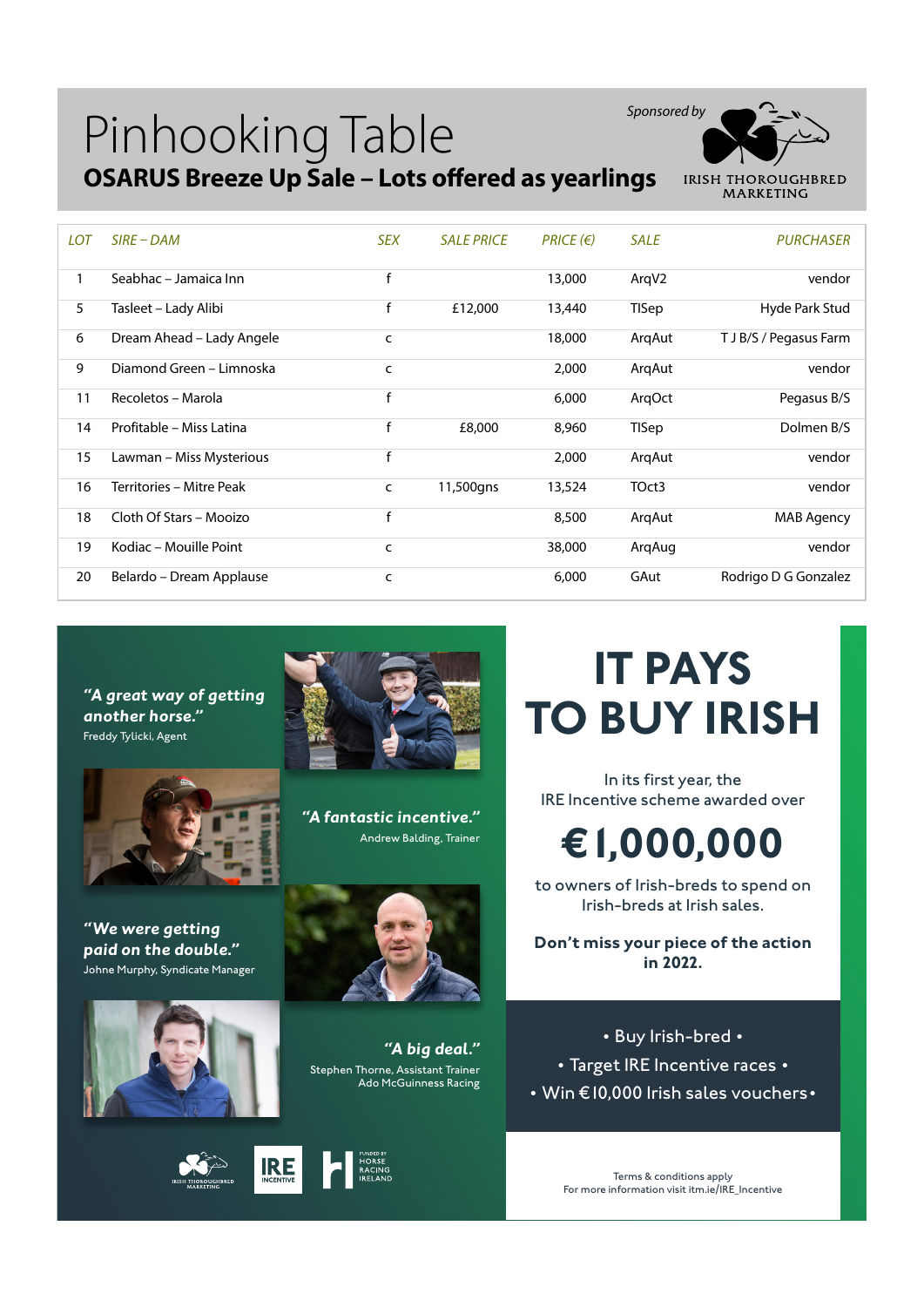# Pinhooking Table

## OSARUS Breeze Up Sale – Lots offered as yearlings

Sponsored by IRISH THOROUGHBRED MARKETING

| LOT | SIRE – DAM | SEX | SALE PRICE | PRICE (€) | SALE | PURCHASER |
|---|---|---|---|---|---|---|
| 1 | Seabhac – Jamaica Inn | f | | 13,000 | ArqV2 | vendor |
| 5 | Tasleet – Lady Alibi | f | £12,000 | 13,440 | TISep | Hyde Park Stud |
| 6 | Dream Ahead – Lady Angele | c | | 18,000 | ArqAut | T J B/S / Pegasus Farm |
| 9 | Diamond Green – Limnoska | c | | 2,000 | ArqAut | vendor |
| 11 | Recoletos – Marola | f | | 6,000 | ArqOct | Pegasus B/S |
| 14 | Profitable – Miss Latina | f | £8,000 | 8,960 | TISep | Dolmen B/S |
| 15 | Lawman – Miss Mysterious | f | | 2,000 | ArqAut | vendor |
| 16 | Territories – Mitre Peak | c | 11,500gns | 13,524 | TOct3 | vendor |
| 18 | Cloth Of Stars – Mooizo | f | | 8,500 | ArqAut | MAB Agency |
| 19 | Kodiac – Mouille Point | c | | 38,000 | ArqAug | vendor |
| 20 | Belardo – Dream Applause | c | | 6,000 | GAut | Rodrigo D G Gonzalez |

***"A great way of getting another horse."***
Freddy Tylicki, Agent

***"A fantastic incentive."***
Andrew Balding, Trainer

***"We were getting paid on the double."***
Johne Murphy, Syndicate Manager

***"A big deal."***
Stephen Thorne, Assistant Trainer
Ado McGuinness Racing

# IT PAYS TO BUY IRISH

In its first year, the IRE Incentive scheme awarded over

## €1,000,000

to owners of Irish-breds to spend on Irish-breds at Irish sales.

**Don't miss your piece of the action in 2022.**

- Buy Irish-bred •
- Target IRE Incentive races •
- Win €10,000 Irish sales vouchers •

Terms & conditions apply
For more information visit itm.ie/IRE_Incentive

IRISH THOROUGHBRED MARKETING | IRE INCENTIVE | FUNDED BY HORSE RACING IRELAND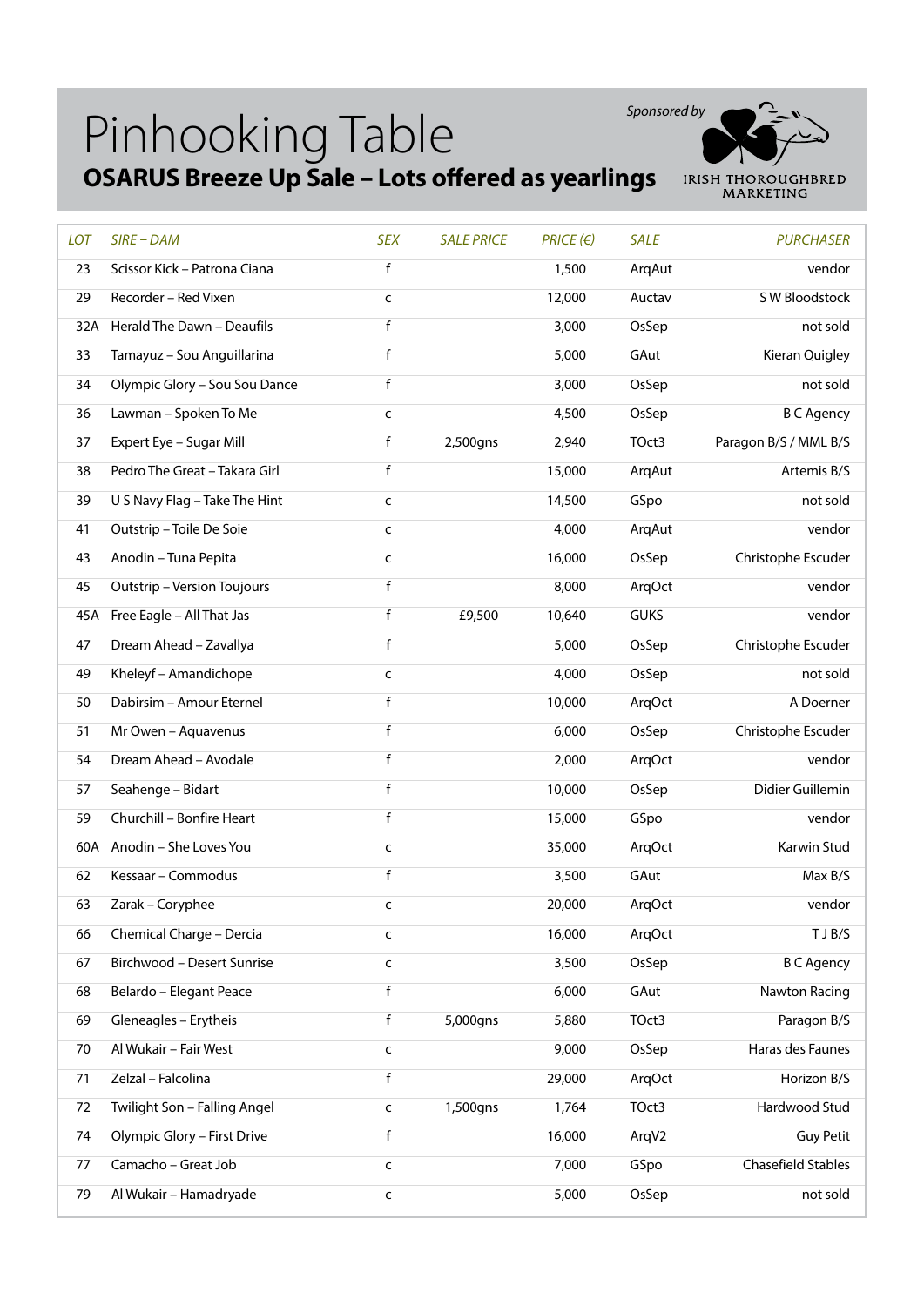# Pinhooking Table

## OSARUS Breeze Up Sale – Lots offered as yearlings

Sponsored by IRISH THOROUGHBRED MARKETING

| LOT | SIRE – DAM | SEX | SALE PRICE | PRICE (€) | SALE | PURCHASER |
|---|---|---|---|---|---|---|
| 23 | Scissor Kick – Patrona Ciana | f | | 1,500 | ArqAut | vendor |
| 29 | Recorder – Red Vixen | c | | 12,000 | Auctav | S W Bloodstock |
| 32A | Herald The Dawn – Deaufils | f | | 3,000 | OsSep | not sold |
| 33 | Tamayuz – Sou Anguillarina | f | | 5,000 | GAut | Kieran Quigley |
| 34 | Olympic Glory – Sou Sou Dance | f | | 3,000 | OsSep | not sold |
| 36 | Lawman – Spoken To Me | c | | 4,500 | OsSep | B C Agency |
| 37 | Expert Eye – Sugar Mill | f | 2,500gns | 2,940 | TOct3 | Paragon B/S / MML B/S |
| 38 | Pedro The Great – Takara Girl | f | | 15,000 | ArqAut | Artemis B/S |
| 39 | U S Navy Flag – Take The Hint | c | | 14,500 | GSpo | not sold |
| 41 | Outstrip – Toile De Soie | c | | 4,000 | ArqAut | vendor |
| 43 | Anodin – Tuna Pepita | c | | 16,000 | OsSep | Christophe Escuder |
| 45 | Outstrip – Version Toujours | f | | 8,000 | ArqOct | vendor |
| 45A | Free Eagle – All That Jas | f | £9,500 | 10,640 | GUKS | vendor |
| 47 | Dream Ahead – Zavallya | f | | 5,000 | OsSep | Christophe Escuder |
| 49 | Kheleyf – Amandichope | c | | 4,000 | OsSep | not sold |
| 50 | Dabirsim – Amour Eternel | f | | 10,000 | ArqOct | A Doerner |
| 51 | Mr Owen – Aquavenus | f | | 6,000 | OsSep | Christophe Escuder |
| 54 | Dream Ahead – Avodale | f | | 2,000 | ArqOct | vendor |
| 57 | Seahenge – Bidart | f | | 10,000 | OsSep | Didier Guillemin |
| 59 | Churchill – Bonfire Heart | f | | 15,000 | GSpo | vendor |
| 60A | Anodin – She Loves You | c | | 35,000 | ArqOct | Karwin Stud |
| 62 | Kessaar – Commodus | f | | 3,500 | GAut | Max B/S |
| 63 | Zarak – Coryphee | c | | 20,000 | ArqOct | vendor |
| 66 | Chemical Charge – Dercia | c | | 16,000 | ArqOct | T J B/S |
| 67 | Birchwood – Desert Sunrise | c | | 3,500 | OsSep | B C Agency |
| 68 | Belardo – Elegant Peace | f | | 6,000 | GAut | Nawton Racing |
| 69 | Gleneagles – Erytheis | f | 5,000gns | 5,880 | TOct3 | Paragon B/S |
| 70 | Al Wukair – Fair West | c | | 9,000 | OsSep | Haras des Faunes |
| 71 | Zelzal – Falcolina | f | | 29,000 | ArqOct | Horizon B/S |
| 72 | Twilight Son – Falling Angel | c | 1,500gns | 1,764 | TOct3 | Hardwood Stud |
| 74 | Olympic Glory – First Drive | f | | 16,000 | ArqV2 | Guy Petit |
| 77 | Camacho – Great Job | c | | 7,000 | GSpo | Chasefield Stables |
| 79 | Al Wukair – Hamadryade | c | | 5,000 | OsSep | not sold |